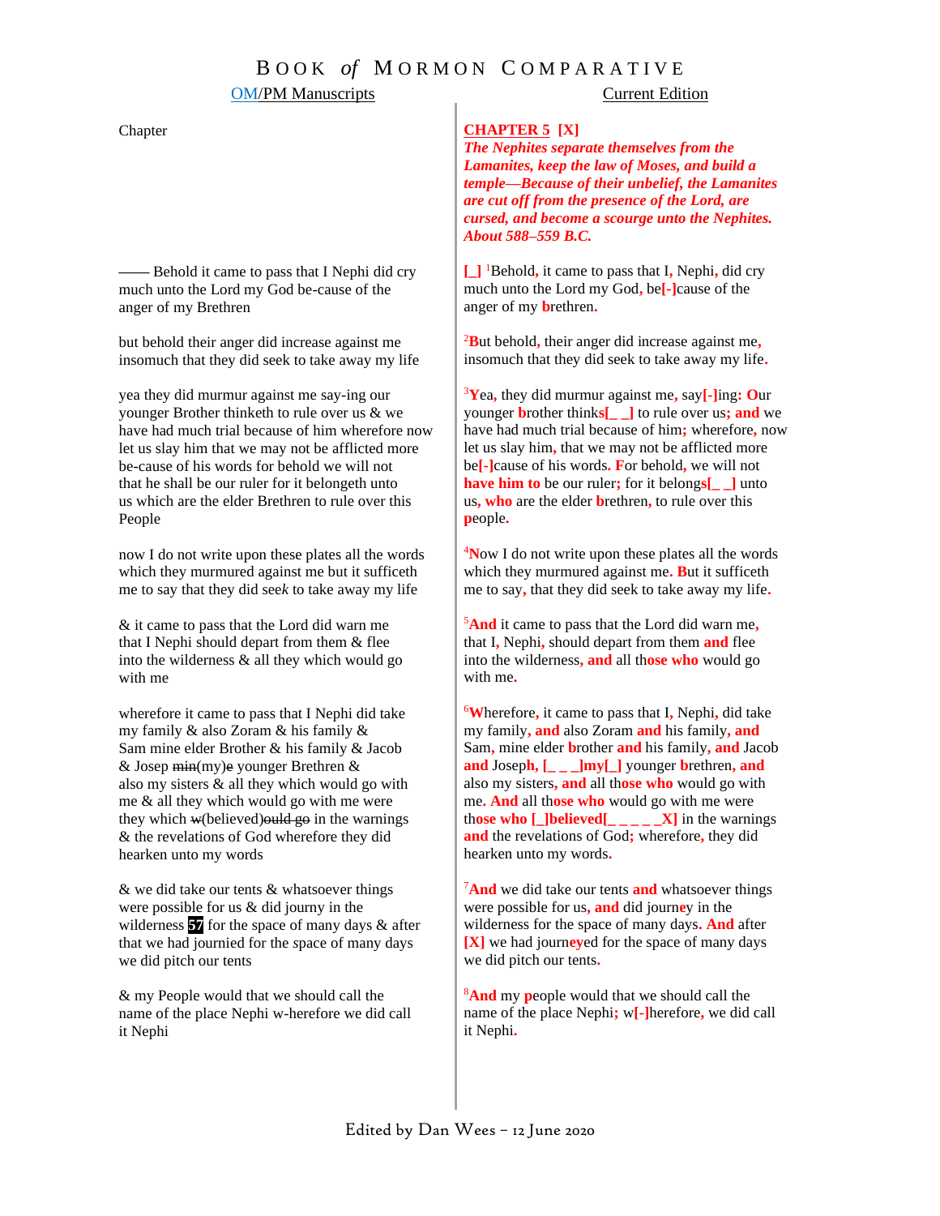# BOOK *of* MORMON COMPARATIVE

| OM/PM Manuscripts | Current Edition |
|---|---|
| Chapter | **CHAPTER 5 [X]** ***The Nephites separate themselves from the Lamanites, keep the law of Moses, and build a temple—Because of their unbelief, the Lamanites are cut off from the presence of the Lord, are cursed, and become a scourge unto the Nephites. About 588–559 B.C.*** |
| —— Behold it came to pass that I Nephi did cry much unto the Lord my God be-cause of the anger of my Brethren | [_] [1]Behold, it came to pass that I, Nephi, did cry much unto the Lord my God, be[-]cause of the anger of my brethren. |
| but behold their anger did increase against me insomuch that they did seek to take away my life | [2]But behold, their anger did increase against me, insomuch that they did seek to take away my life. |
| yea they did murmur against me say-ing our younger Brother thinketh to rule over us & we have had much trial because of him wherefore now let us slay him that we may not be afflicted more be-cause of his words for behold we will not that he shall be our ruler for it belongeth unto us which are the elder Brethren to rule over this People | [3]Yea, they did murmur against me, say[-]ing: Our younger brother thinks[_ _] to rule over us; and we have had much trial because of him; wherefore, now let us slay him, that we may not be afflicted more be[-]cause of his words. For behold, we will not have him to be our ruler; for it belongs[_ _] unto us, who are the elder brethren, to rule over this people. |
| now I do not write upon these plates all the words which they murmured against me but it sufficeth me to say that they did seek to take away my life | [4]Now I do not write upon these plates all the words which they murmured against me. But it sufficeth me to say, that they did seek to take away my life. |
| & it came to pass that the Lord did warn me that I Nephi should depart from them & flee into the wilderness & all they which would go with me | [5]And it came to pass that the Lord did warn me, that I, Nephi, should depart from them and flee into the wilderness, and all those who would go with me. |
| wherefore it came to pass that I Nephi did take my family & also Zoram & his family & Sam mine elder Brother & his family & Jacob & Josep ~~min~~(my)~~e~~ younger Brethren & also my sisters & all they which would go with me & all they which would go with me were they which ~~w~~(believed)~~ould go~~ in the warnings & the revelations of God wherefore they did hearken unto my words | [6]Wherefore, it came to pass that I, Nephi, did take my family, and also Zoram and his family, and Sam, mine elder brother and his family, and Jacob and Joseph, [_ _ _]my[_] younger brethren, and also my sisters, and all those who would go with me. And all those who would go with me were those who [_]believed[_ _ _ _ _X] in the warnings and the revelations of God; wherefore, they did hearken unto my words. |
| & we did take our tents & whatsoever things were possible for us & did journy in the wilderness 57 for the space of many days & after that we had journied for the space of many days we did pitch our tents | [7]And we did take our tents and whatsoever things were possible for us, and did journey in the wilderness for the space of many days. And after [X] we had journeyed for the space of many days we did pitch our tents. |
| & my People would that we should call the name of the place Nephi w-herefore we did call it Nephi | [8]And my people would that we should call the name of the place Nephi; w[-]herefore, we did call it Nephi. |

Edited by Dan Wees – 12 June 2020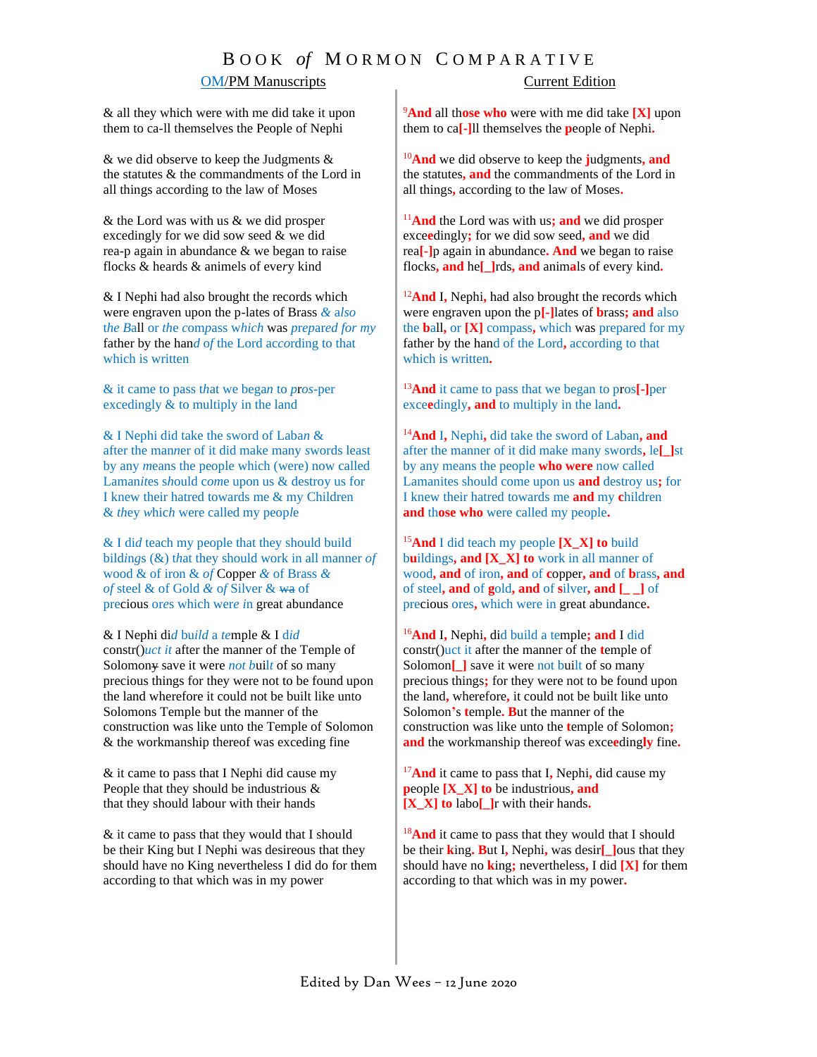# BOOK *of* MORMON COMPARATIVE

| OM/PM Manuscripts | Current Edition |
| --- | --- |
| & all they which were with me did take it upon them to ca-ll themselves the People of Nephi | [9]And all those who were with me did take [X] upon them to ca[-]ll themselves the people of Nephi. |
| & we did observe to keep the Judgments & the statutes & the commandments of the Lord in all things according to the law of Moses | [10]And we did observe to keep the judgments, and the statutes, and the commandments of the Lord in all things, according to the law of Moses. |
| & the Lord was with us & we did prosper excedingly for we did sow seed & we did rea-p again in abundance & we began to raise flocks & heards & animels of every kind | [11]And the Lord was with us; and we did prosper exceedingly; for we did sow seed, and we did rea[-]p again in abundance. And we began to raise flocks, and he[_]rds, and animals of every kind. |
| & I Nephi had also brought the records which were engraven upon the p-lates of Brass *&* *also the B*all *or the compass which* was *prepared for my* father by the han*d of* the Lord according to that which is written | [12]And I, Nephi, had also brought the records which were engraven upon the p[-]lates of brass; and also the ball, or [X] compass, which was prepared for my father by the hand of the Lord, according to that which is written. |
| & it came to pass t*h*at we bega*n* to *p*r*os*-per excedingly & to multiply in the land | [13]And it came to pass that we began to pros[-]per exceedingly, and to multiply in the land. |
| & I Nephi did take the sword of Laba*n* & after the man*n*er of it did make many *s*words least by any *m*eans the people which (were) now called Laman*it*es *s*hould c*om*e upon us & destroy us for I knew their hatred towards me & my Children & *th*ey *which* were called my peopl*e* | [14]And I, Nephi, did take the sword of Laban, and after the manner of it did make many swords, le[_]st by any means the people who were now called Lamanites should come upon us and destroy us; for I knew their hatred towards me and my children and those who were called my people. |
| & I di*d* teach my people that they should build bild*ings* (&) *th*at they should work in all manner *of* wood & of iron *&* *of* Copper *&* of Brass *&* *of* steel & of Gold *&* *o*f Silver & ~~wa~~ of pre*cious* or*es* which were *in* great abundance | [15]And I did teach my people [X_X] to build buildings, and [X_X] to work in all manner of wood, and of iron, and of copper, and of brass, and of steel, and of gold, and of silver, and [_ _] of precious ores, which were in great abundance. |
| & I Nephi di*d* b*uild* a *te*mple & I *did* constr()*uct it* after the manner of the Temple of Solomon~~y~~ save it were *not b*ui*lt* of so many precious things for they were not to be found upon the land wherefore it could not be built like unto Solomons Temple but the manner of the construction was like unto the Temple of Solomon & the workmanship thereof was exceding fine | [16]And I, Nephi, did build a temple; and I did constr()uct it after the manner of the temple of Solomon[_] save it were not built of so many precious things; for they were not to be found upon the land, wherefore, it could not be built like unto Solomon's temple. But the manner of the construction was like unto the temple of Solomon; and the workmanship thereof was exceedingly fine. |
| & it came to pass that I Nephi did cause my People that they should be industrious & that they should labour with their hands | [17]And it came to pass that I, Nephi, did cause my people [X_X] to be industrious, and [X_X] to labo[_]r with their hands. |
| & it came to pass that they would that I should be their King but I Nephi was desireous that they should have no King nevertheless I did do for them according to that which was in my power | [18]And it came to pass that they would that I should be their king. But I, Nephi, was desir[_]ous that they should have no king; nevertheless, I did [X] for them according to that which was in my power. |

Edited by Dan Wees – 12 June 2020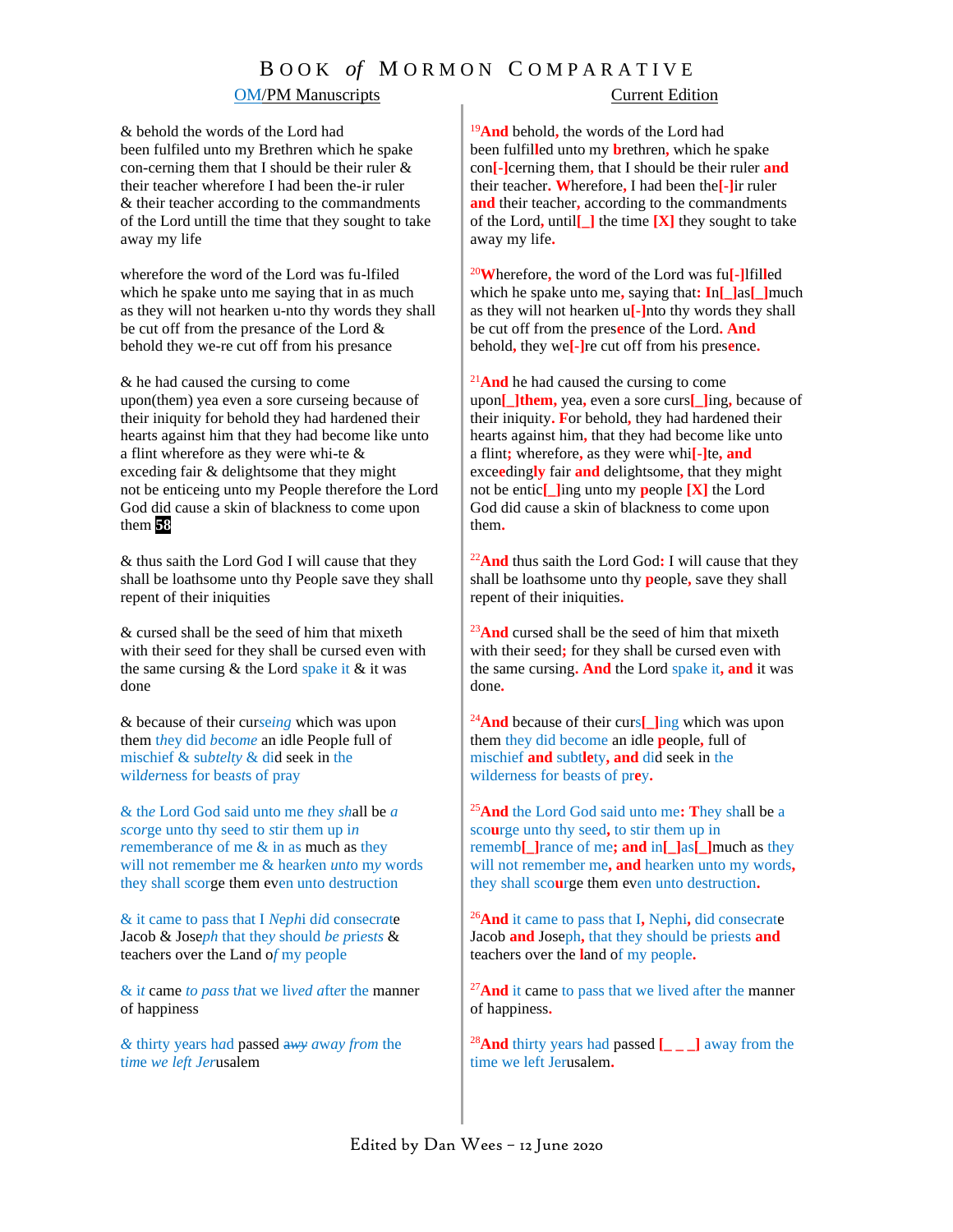# BOOK *of* MORMON COMPARATIVE

| OM/PM Manuscripts | Current Edition |
|---|---|
| & behold the words of the Lord had been fulfiled unto my Brethren which he spake con-cerning them that I should be their ruler & their teacher wherefore I had been the-ir ruler & their teacher according to the commandments of the Lord untill the time that they sought to take away my life | [19]**And** behold**,** the words of the Lord had been fulfil**l**ed unto my **b**rethren**,** which he spake con**[-]**cerning them**,** that I should be their ruler **and** their teacher**. W**herefore**,** I had been the**[-]**ir ruler **and** their teacher**,** according to the commandments of the Lord**,** until**[_]** the time **[X]** they sought to take away my life**.** |
| wherefore the word of the Lord was fu-lfiled which he spake unto me saying that in as much as they will not hearken u-nto thy words they shall be cut off from the presance of the Lord & behold they we-re cut off from his presance | [20]**W**herefore**,** the word of the Lord was fu**[-]**lfil**l**ed which he spake unto me**,** saying that**: I**n**[_]**as**[_]**much as they will not hearken u**[-]**nto thy words they shall be cut off from the pres**e**nce of the Lord**. And** behold**,** they we**[-]**re cut off from his pres**e**nce**.** |
| & he had caused the cursing to come upon(them) yea even a sore curseing because of their iniquity for behold they had hardened their hearts against him that they had become like unto a flint wherefore as they were whi-te & exceding fair & delightsome that they might not be enticeing unto my People therefore the Lord God did cause a skin of blackness to come upon them **58** | [21]**And** he had caused the cursing to come upon**[_]them,** yea**,** even a sore curs**[_]**ing**,** because of their iniquity**. F**or behold**,** they had hardened their hearts against him**,** that they had become like unto a flint**;** wherefore**,** as they were whi**[-]**te**, and** exc**e**eding**ly** fair **and** delightsome**,** that they might not be entic**[_]**ing unto my **p**eople **[X]** the Lord God did cause a skin of blackness to come upon them**.** |
| & thus saith the Lord God I will cause that they shall be loathsome unto thy People save they shall repent of their iniquities | [22]**And** thus saith the Lord God**:** I will cause that they shall be loathsome unto thy **p**eople**,** save they shall repent of their iniquities**.** |
| & cursed shall be the seed of him that mixeth with their seed for they shall be cursed even with the same cursing & the Lord spake it & it was done | [23]**And** cursed shall be the seed of him that mixeth with their seed**;** for they shall be cursed even with the same cursing**. And** the Lord spake it**, and** it was done**.** |
| & because of their cur*seing* which was upon them *they* did *become* an idle People full of mischief & sub*telty* & did seek in the wil*derness* for beasts of pray | [24]**And** because of their curs**[_]**ing which was upon them they did become an idle **p**eople**,** full of mischief **and** subt**le**ty**, and** did seek in the wilderness for beasts of pr**e**y**.** |
| & the Lord God said unto me *they* shall be *a* *scor*ge unto thy seed to stir them up *in* *r*ememberance of me & in as much as they will not remember me & hearken *unto* *my* words they shall scorge them even unto destruction | [25]**And** the Lord God said unto me**: T**hey shall be a sco**u**rge unto thy seed**,** to stir them up in rememb**[_]**rance of me**; and** in**[_]**as**[_]**much as they will not remember me**, and** hearken unto my words**,** they shall sco**u**rge them even unto destruction**.** |
| & it came to pass that I *Neph*i did consecra*t*e Jacob & Jose*ph* that they should *be priests* & teachers over the Land o*f* my people | [26]**And** it came to pass that I**,** Nephi**,** did consecrate Jacob **and** Joseph**,** that they should be priests **and** teachers over the **l**and of my people**.** |
| & *it* came *to pass* that we lived *after* the manner of happiness | [27]**And** it came to pass that we lived after the manner of happiness**.** |
| *&* thirty years had passed ~~*awy*~~ *away from* the time *we left Jer*usalem | [28]**And** thirty years had passed **[_ _ _]** away from the time we left Jerusalem**.** |

Edited by Dan Wees – 12 June 2020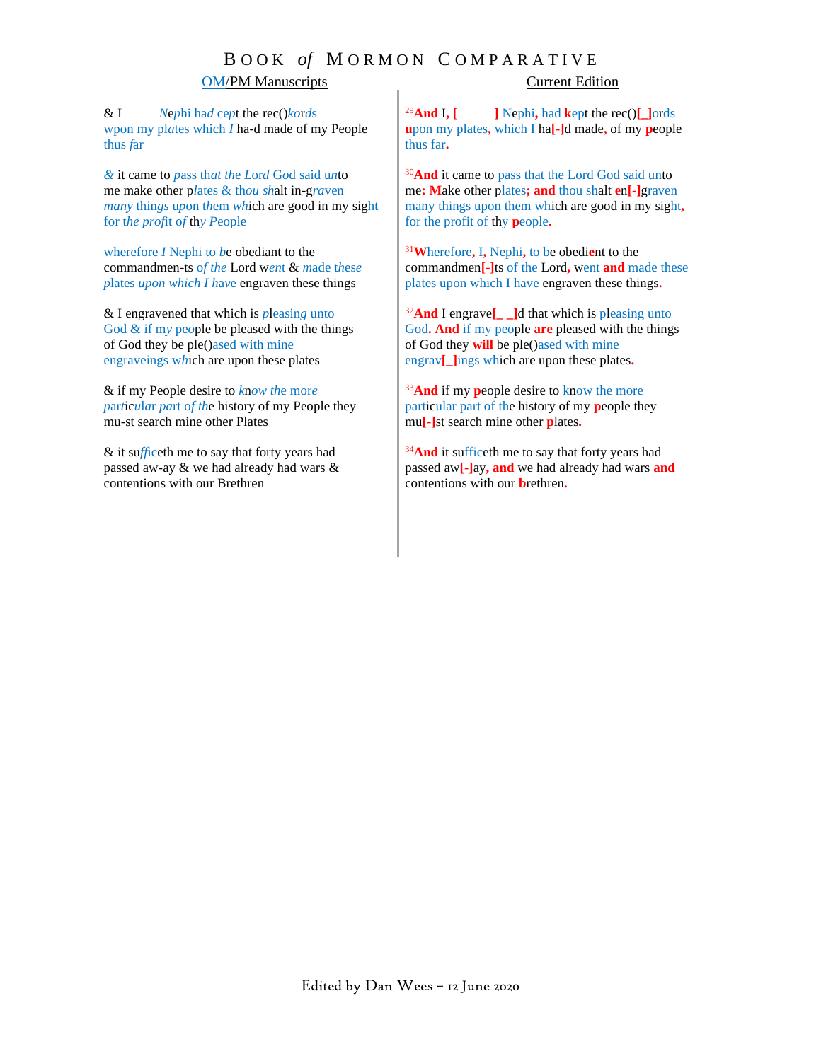# Book *of* Mormon Comparative

| OM/PM Manuscripts | Current Edition |
| --- | --- |
| & I Nephi had cept the rec()kords wpon my plates which I ha-d made of my People thus far | [29]And I, [ ] Nephi, had kept the rec()[_]ords upon my plates, which I ha[-]d made, of my people thus far. |
| & it came to pass that the Lord God said unto me make other plates & thou shalt in-graven many things upon them which are good in my sight for the profit of thy People | [30]And it came to pass that the Lord God said unto me: Make other plates; and thou shalt en[-]graven many things upon them which are good in my sight, for the profit of thy people. |
| wherefore I Nephi to be obediant to the commandmen-ts of the Lord went & made these plates upon which I have engraven these things | [31]Wherefore, I, Nephi, to be obedient to the commandmen[-]ts of the Lord, went and made these plates upon which I have engraven these things. |
| & I engravened that which is pleasing unto God & if my people be pleased with the things of God they be ple()ased with mine engraveings which are upon these plates | [32]And I engrave[_ _]d that which is pleasing unto God. And if my people are pleased with the things of God they will be ple()ased with mine engrav[_]ings which are upon these plates. |
| & if my People desire to know the more particular part of the history of my People they mu-st search mine other Plates | [33]And if my people desire to know the more particular part of the history of my people they mu[-]st search mine other plates. |
| & it sufficeth me to say that forty years had passed aw-ay & we had already had wars & contentions with our Brethren | [34]And it sufficeth me to say that forty years had passed aw[-]ay, and we had already had wars and contentions with our brethren. |

Edited by Dan Wees – 12 June 2020